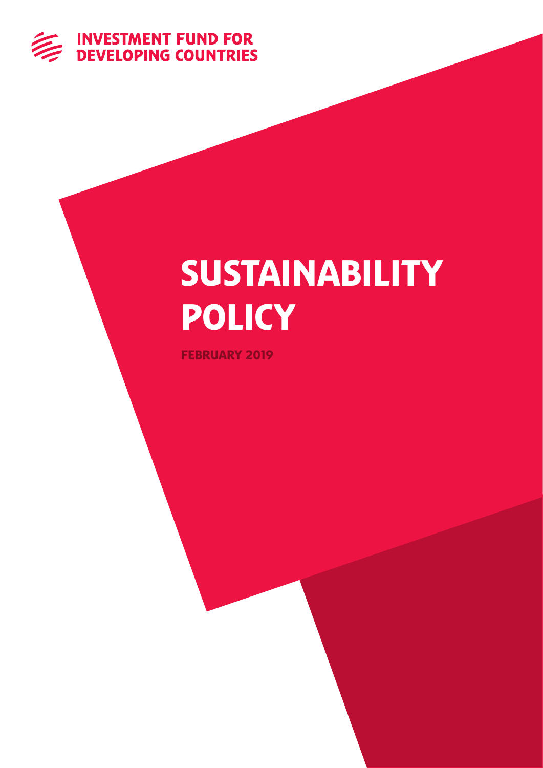INVESTMENT FUND FOR DEVELOPING COUNTRIES

# SUSTAINABILITY POLICY

**FEBRUARY 2019**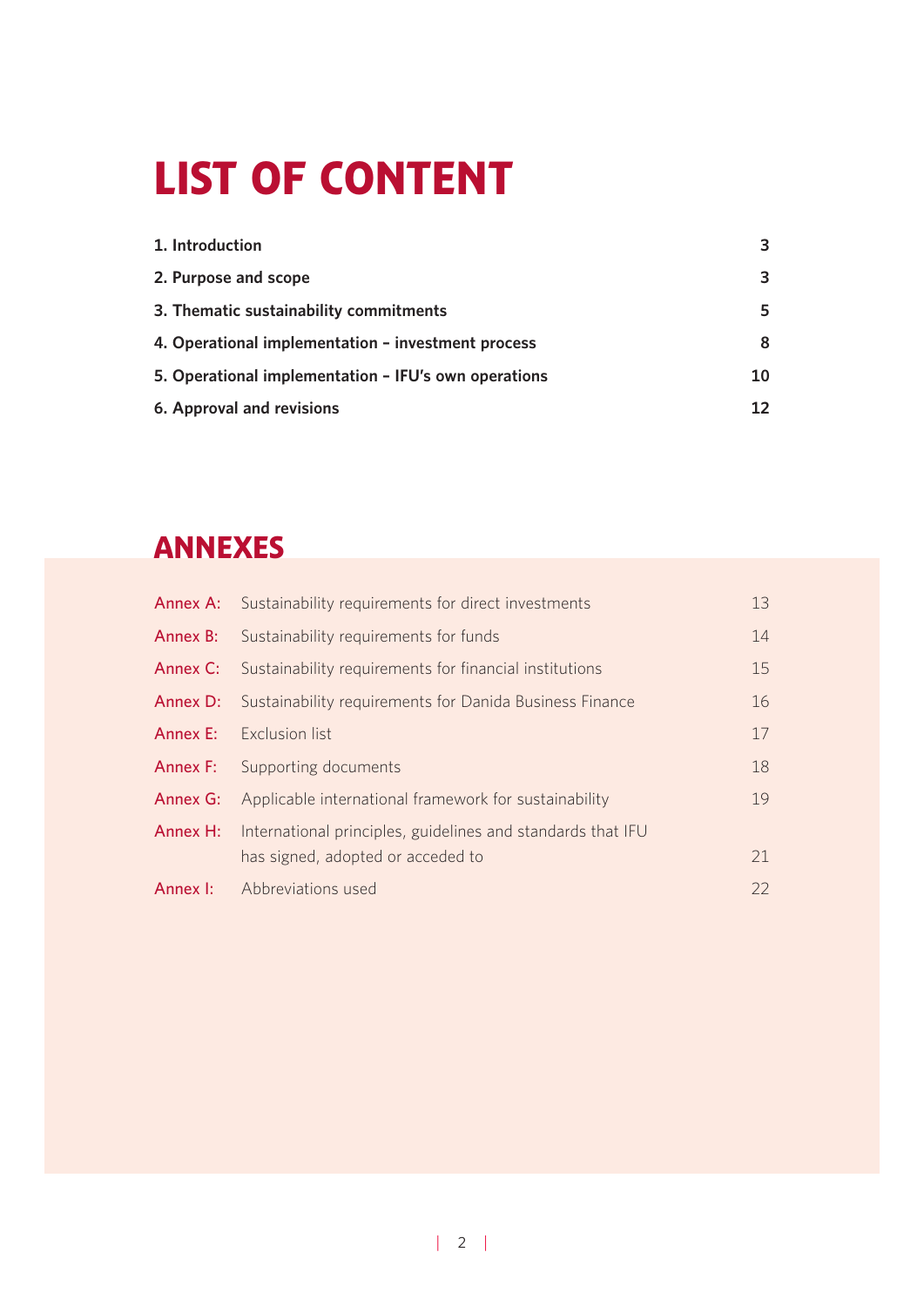# LIST OF CONTENT

| | |
|---|---|
| **1. Introduction** | **3** |
| **2. Purpose and scope** | **3** |
| **3. Thematic sustainability commitments** | **5** |
| **4. Operational implementation – investment process** | **8** |
| **5. Operational implementation – IFU's own operations** | **10** |
| **6. Approval and revisions** | **12** |

## ANNEXES

| | | |
|---|---|---|
| Annex A: | Sustainability requirements for direct investments | 13 |
| Annex B: | Sustainability requirements for funds | 14 |
| Annex C: | Sustainability requirements for financial institutions | 15 |
| Annex D: | Sustainability requirements for Danida Business Finance | 16 |
| Annex E: | Exclusion list | 17 |
| Annex F: | Supporting documents | 18 |
| Annex G: | Applicable international framework for sustainability | 19 |
| Annex H: | International principles, guidelines and standards that IFU has signed, adopted or acceded to | 21 |
| Annex I: | Abbreviations used | 22 |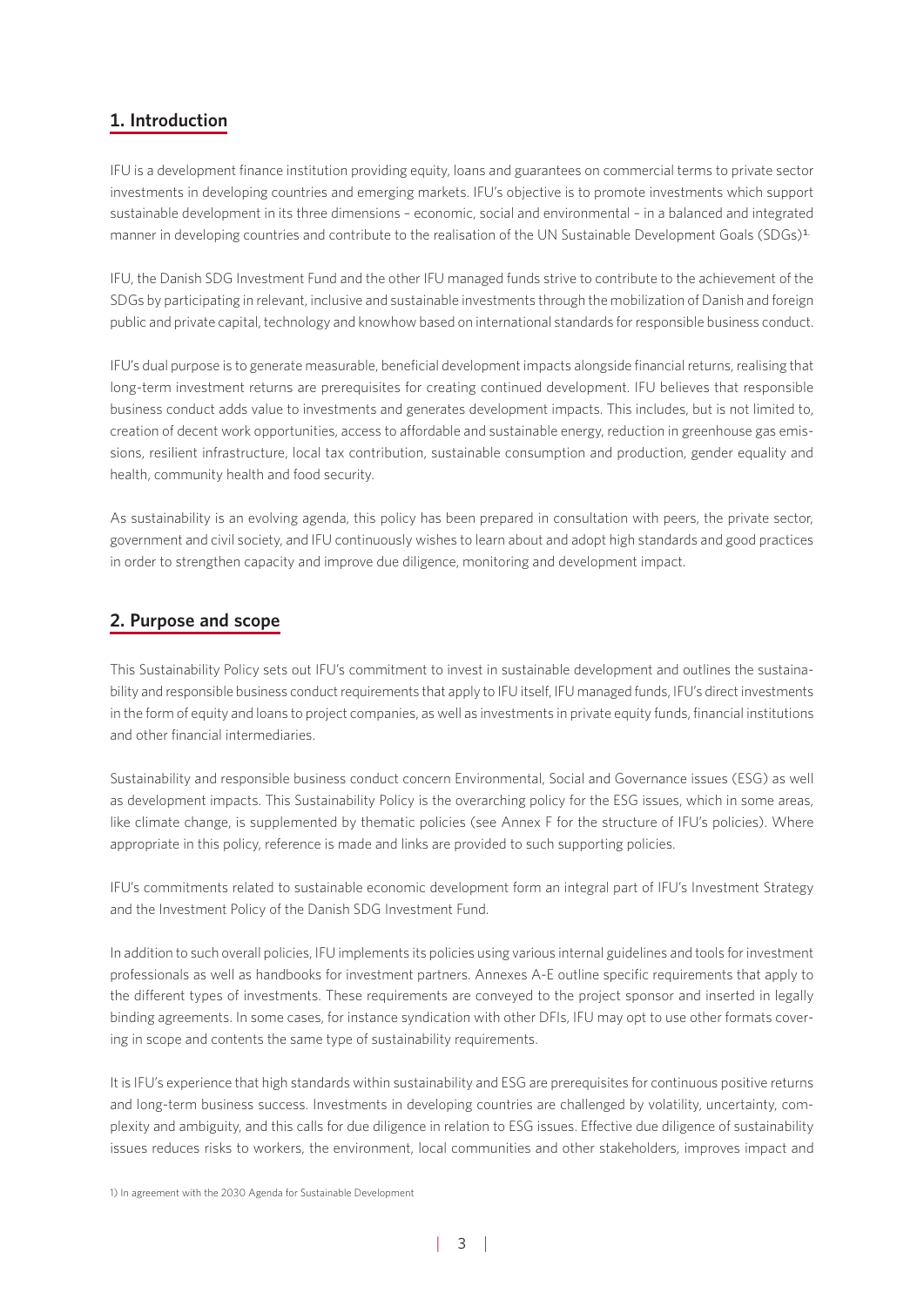## 1. Introduction

IFU is a development finance institution providing equity, loans and guarantees on commercial terms to private sector investments in developing countries and emerging markets. IFU's objective is to promote investments which support sustainable development in its three dimensions – economic, social and environmental – in a balanced and integrated manner in developing countries and contribute to the realisation of the UN Sustainable Development Goals (SDGs)[1].

IFU, the Danish SDG Investment Fund and the other IFU managed funds strive to contribute to the achievement of the SDGs by participating in relevant, inclusive and sustainable investments through the mobilization of Danish and foreign public and private capital, technology and knowhow based on international standards for responsible business conduct.

IFU's dual purpose is to generate measurable, beneficial development impacts alongside financial returns, realising that long-term investment returns are prerequisites for creating continued development. IFU believes that responsible business conduct adds value to investments and generates development impacts. This includes, but is not limited to, creation of decent work opportunities, access to affordable and sustainable energy, reduction in greenhouse gas emissions, resilient infrastructure, local tax contribution, sustainable consumption and production, gender equality and health, community health and food security.

As sustainability is an evolving agenda, this policy has been prepared in consultation with peers, the private sector, government and civil society, and IFU continuously wishes to learn about and adopt high standards and good practices in order to strengthen capacity and improve due diligence, monitoring and development impact.

## 2. Purpose and scope

This Sustainability Policy sets out IFU's commitment to invest in sustainable development and outlines the sustainability and responsible business conduct requirements that apply to IFU itself, IFU managed funds, IFU's direct investments in the form of equity and loans to project companies, as well as investments in private equity funds, financial institutions and other financial intermediaries.

Sustainability and responsible business conduct concern Environmental, Social and Governance issues (ESG) as well as development impacts. This Sustainability Policy is the overarching policy for the ESG issues, which in some areas, like climate change, is supplemented by thematic policies (see Annex F for the structure of IFU's policies). Where appropriate in this policy, reference is made and links are provided to such supporting policies.

IFU's commitments related to sustainable economic development form an integral part of IFU's Investment Strategy and the Investment Policy of the Danish SDG Investment Fund.

In addition to such overall policies, IFU implements its policies using various internal guidelines and tools for investment professionals as well as handbooks for investment partners. Annexes A-E outline specific requirements that apply to the different types of investments. These requirements are conveyed to the project sponsor and inserted in legally binding agreements. In some cases, for instance syndication with other DFIs, IFU may opt to use other formats covering in scope and contents the same type of sustainability requirements.

It is IFU's experience that high standards within sustainability and ESG are prerequisites for continuous positive returns and long-term business success. Investments in developing countries are challenged by volatility, uncertainty, complexity and ambiguity, and this calls for due diligence in relation to ESG issues. Effective due diligence of sustainability issues reduces risks to workers, the environment, local communities and other stakeholders, improves impact and

1) In agreement with the 2030 Agenda for Sustainable Development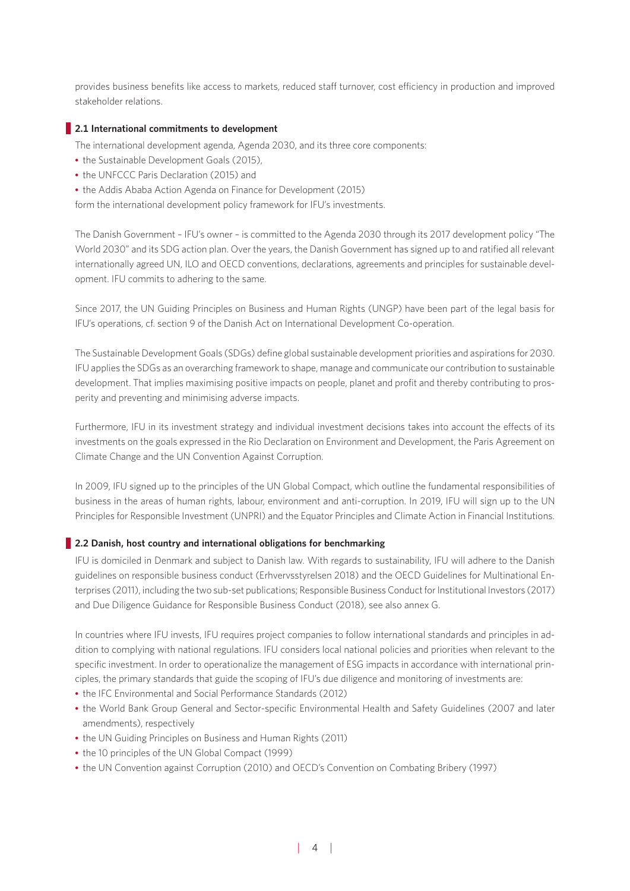provides business benefits like access to markets, reduced staff turnover, cost efficiency in production and improved stakeholder relations.

## 2.1 International commitments to development

The international development agenda, Agenda 2030, and its three core components:

- the Sustainable Development Goals (2015),
- the UNFCCC Paris Declaration (2015) and
- the Addis Ababa Action Agenda on Finance for Development (2015)

form the international development policy framework for IFU's investments.

The Danish Government – IFU's owner – is committed to the Agenda 2030 through its 2017 development policy "The World 2030" and its SDG action plan. Over the years, the Danish Government has signed up to and ratified all relevant internationally agreed UN, ILO and OECD conventions, declarations, agreements and principles for sustainable development. IFU commits to adhering to the same.

Since 2017, the UN Guiding Principles on Business and Human Rights (UNGP) have been part of the legal basis for IFU's operations, cf. section 9 of the Danish Act on International Development Co-operation.

The Sustainable Development Goals (SDGs) define global sustainable development priorities and aspirations for 2030. IFU applies the SDGs as an overarching framework to shape, manage and communicate our contribution to sustainable development. That implies maximising positive impacts on people, planet and profit and thereby contributing to prosperity and preventing and minimising adverse impacts.

Furthermore, IFU in its investment strategy and individual investment decisions takes into account the effects of its investments on the goals expressed in the Rio Declaration on Environment and Development, the Paris Agreement on Climate Change and the UN Convention Against Corruption.

In 2009, IFU signed up to the principles of the UN Global Compact, which outline the fundamental responsibilities of business in the areas of human rights, labour, environment and anti-corruption. In 2019, IFU will sign up to the UN Principles for Responsible Investment (UNPRI) and the Equator Principles and Climate Action in Financial Institutions.

## 2.2 Danish, host country and international obligations for benchmarking

IFU is domiciled in Denmark and subject to Danish law. With regards to sustainability, IFU will adhere to the Danish guidelines on responsible business conduct (Erhvervsstyrelsen 2018) and the OECD Guidelines for Multinational Enterprises (2011), including the two sub-set publications; Responsible Business Conduct for Institutional Investors (2017) and Due Diligence Guidance for Responsible Business Conduct (2018), see also annex G.

In countries where IFU invests, IFU requires project companies to follow international standards and principles in addition to complying with national regulations. IFU considers local national policies and priorities when relevant to the specific investment. In order to operationalize the management of ESG impacts in accordance with international principles, the primary standards that guide the scoping of IFU's due diligence and monitoring of investments are:

- the IFC Environmental and Social Performance Standards (2012)
- the World Bank Group General and Sector-specific Environmental Health and Safety Guidelines (2007 and later amendments), respectively
- the UN Guiding Principles on Business and Human Rights (2011)
- the 10 principles of the UN Global Compact (1999)
- the UN Convention against Corruption (2010) and OECD's Convention on Combating Bribery (1997)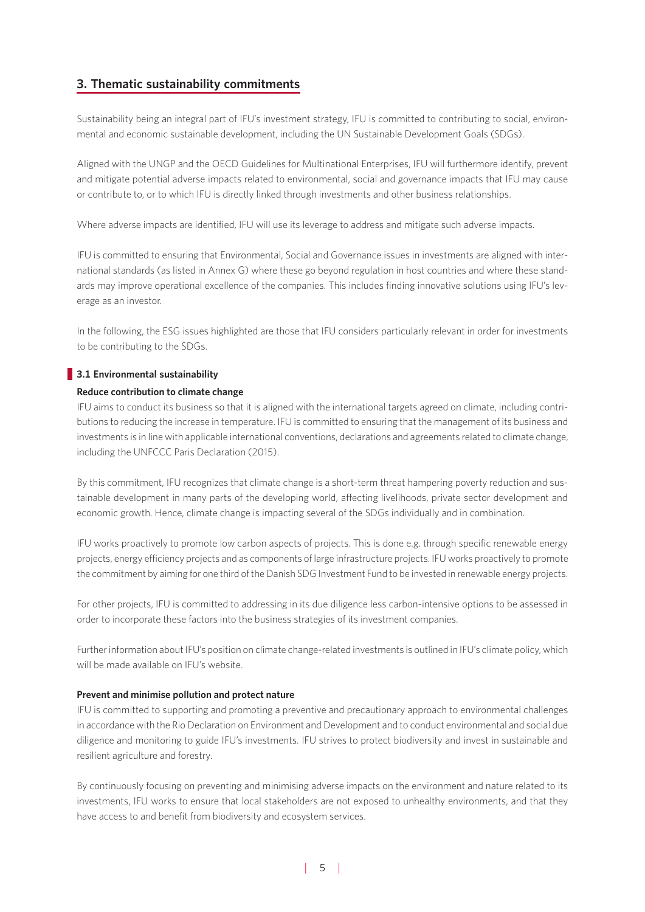## 3. Thematic sustainability commitments

Sustainability being an integral part of IFU's investment strategy, IFU is committed to contributing to social, environmental and economic sustainable development, including the UN Sustainable Development Goals (SDGs).

Aligned with the UNGP and the OECD Guidelines for Multinational Enterprises, IFU will furthermore identify, prevent and mitigate potential adverse impacts related to environmental, social and governance impacts that IFU may cause or contribute to, or to which IFU is directly linked through investments and other business relationships.

Where adverse impacts are identified, IFU will use its leverage to address and mitigate such adverse impacts.

IFU is committed to ensuring that Environmental, Social and Governance issues in investments are aligned with international standards (as listed in Annex G) where these go beyond regulation in host countries and where these standards may improve operational excellence of the companies. This includes finding innovative solutions using IFU's leverage as an investor.

In the following, the ESG issues highlighted are those that IFU considers particularly relevant in order for investments to be contributing to the SDGs.

### 3.1 Environmental sustainability

**Reduce contribution to climate change**

IFU aims to conduct its business so that it is aligned with the international targets agreed on climate, including contributions to reducing the increase in temperature. IFU is committed to ensuring that the management of its business and investments is in line with applicable international conventions, declarations and agreements related to climate change, including the UNFCCC Paris Declaration (2015).

By this commitment, IFU recognizes that climate change is a short-term threat hampering poverty reduction and sustainable development in many parts of the developing world, affecting livelihoods, private sector development and economic growth. Hence, climate change is impacting several of the SDGs individually and in combination.

IFU works proactively to promote low carbon aspects of projects. This is done e.g. through specific renewable energy projects, energy efficiency projects and as components of large infrastructure projects. IFU works proactively to promote the commitment by aiming for one third of the Danish SDG Investment Fund to be invested in renewable energy projects.

For other projects, IFU is committed to addressing in its due diligence less carbon-intensive options to be assessed in order to incorporate these factors into the business strategies of its investment companies.

Further information about IFU's position on climate change-related investments is outlined in IFU's climate policy, which will be made available on IFU's website.

**Prevent and minimise pollution and protect nature**

IFU is committed to supporting and promoting a preventive and precautionary approach to environmental challenges in accordance with the Rio Declaration on Environment and Development and to conduct environmental and social due diligence and monitoring to guide IFU's investments. IFU strives to protect biodiversity and invest in sustainable and resilient agriculture and forestry.

By continuously focusing on preventing and minimising adverse impacts on the environment and nature related to its investments, IFU works to ensure that local stakeholders are not exposed to unhealthy environments, and that they have access to and benefit from biodiversity and ecosystem services.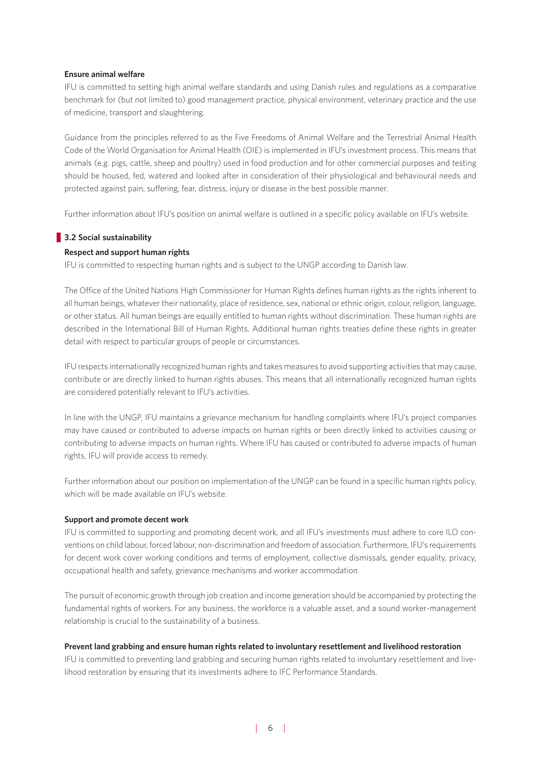**Ensure animal welfare**

IFU is committed to setting high animal welfare standards and using Danish rules and regulations as a comparative benchmark for (but not limited to) good management practice, physical environment, veterinary practice and the use of medicine, transport and slaughtering.

Guidance from the principles referred to as the Five Freedoms of Animal Welfare and the Terrestrial Animal Health Code of the World Organisation for Animal Health (OIE) is implemented in IFU's investment process. This means that animals (e.g. pigs, cattle, sheep and poultry) used in food production and for other commercial purposes and testing should be housed, fed, watered and looked after in consideration of their physiological and behavioural needs and protected against pain, suffering, fear, distress, injury or disease in the best possible manner.

Further information about IFU's position on animal welfare is outlined in a specific policy available on IFU's website.

## 3.2 Social sustainability

**Respect and support human rights**

IFU is committed to respecting human rights and is subject to the UNGP according to Danish law.

The Office of the United Nations High Commissioner for Human Rights defines human rights as the rights inherent to all human beings, whatever their nationality, place of residence, sex, national or ethnic origin, colour, religion, language, or other status. All human beings are equally entitled to human rights without discrimination. These human rights are described in the International Bill of Human Rights. Additional human rights treaties define these rights in greater detail with respect to particular groups of people or circumstances.

IFU respects internationally recognized human rights and takes measures to avoid supporting activities that may cause, contribute or are directly linked to human rights abuses. This means that all internationally recognized human rights are considered potentially relevant to IFU's activities.

In line with the UNGP, IFU maintains a grievance mechanism for handling complaints where IFU's project companies may have caused or contributed to adverse impacts on human rights or been directly linked to activities causing or contributing to adverse impacts on human rights. Where IFU has caused or contributed to adverse impacts of human rights, IFU will provide access to remedy.

Further information about our position on implementation of the UNGP can be found in a specific human rights policy, which will be made available on IFU's website.

**Support and promote decent work**

IFU is committed to supporting and promoting decent work, and all IFU's investments must adhere to core ILO conventions on child labour, forced labour, non-discrimination and freedom of association. Furthermore, IFU's requirements for decent work cover working conditions and terms of employment, collective dismissals, gender equality, privacy, occupational health and safety, grievance mechanisms and worker accommodation.

The pursuit of economic growth through job creation and income generation should be accompanied by protecting the fundamental rights of workers. For any business, the workforce is a valuable asset, and a sound worker-management relationship is crucial to the sustainability of a business.

**Prevent land grabbing and ensure human rights related to involuntary resettlement and livelihood restoration**

IFU is committed to preventing land grabbing and securing human rights related to involuntary resettlement and livelihood restoration by ensuring that its investments adhere to IFC Performance Standards.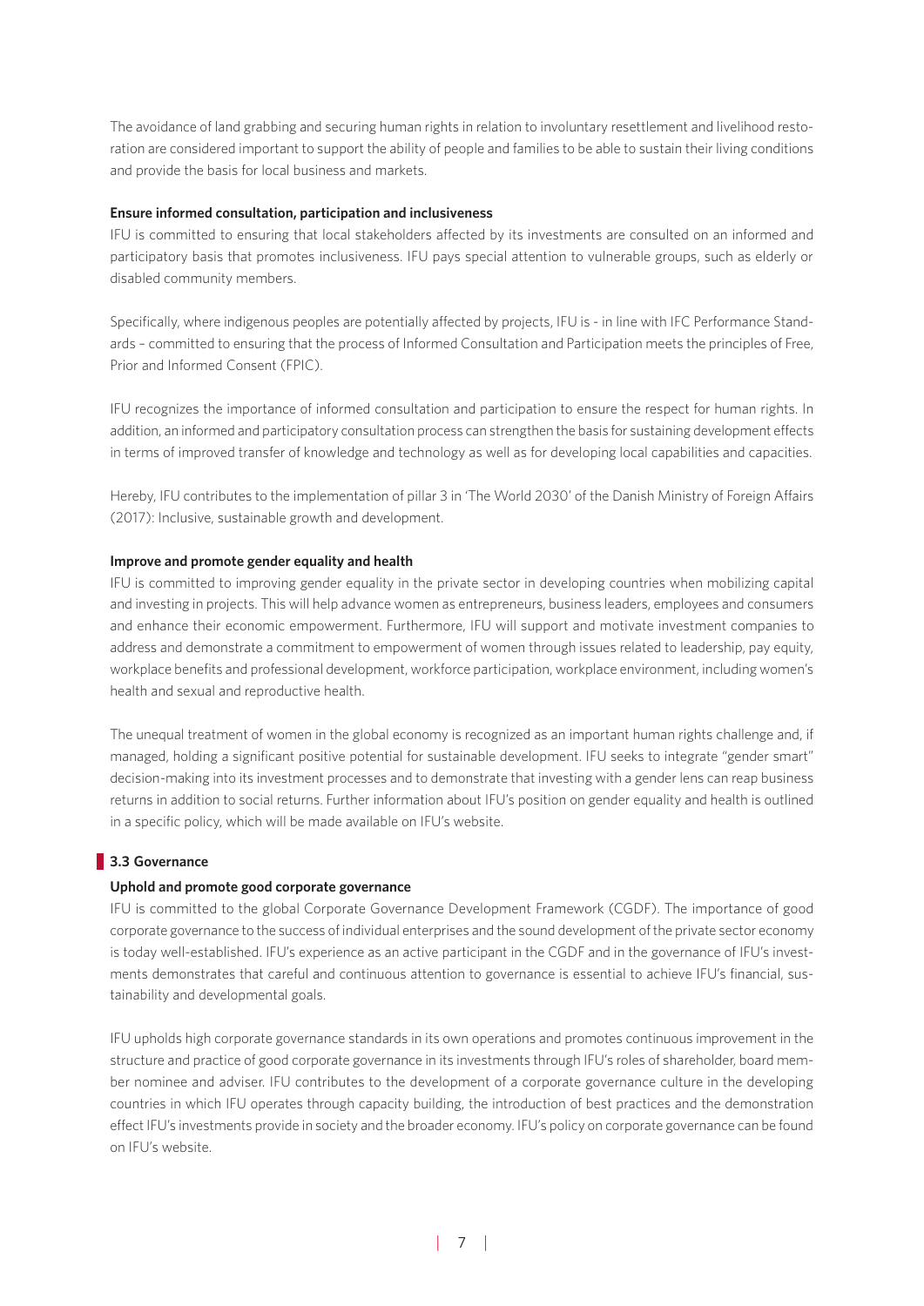The avoidance of land grabbing and securing human rights in relation to involuntary resettlement and livelihood restoration are considered important to support the ability of people and families to be able to sustain their living conditions and provide the basis for local business and markets.

**Ensure informed consultation, participation and inclusiveness**

IFU is committed to ensuring that local stakeholders affected by its investments are consulted on an informed and participatory basis that promotes inclusiveness. IFU pays special attention to vulnerable groups, such as elderly or disabled community members.

Specifically, where indigenous peoples are potentially affected by projects, IFU is - in line with IFC Performance Standards – committed to ensuring that the process of Informed Consultation and Participation meets the principles of Free, Prior and Informed Consent (FPIC).

IFU recognizes the importance of informed consultation and participation to ensure the respect for human rights. In addition, an informed and participatory consultation process can strengthen the basis for sustaining development effects in terms of improved transfer of knowledge and technology as well as for developing local capabilities and capacities.

Hereby, IFU contributes to the implementation of pillar 3 in 'The World 2030' of the Danish Ministry of Foreign Affairs (2017): Inclusive, sustainable growth and development.

**Improve and promote gender equality and health**

IFU is committed to improving gender equality in the private sector in developing countries when mobilizing capital and investing in projects. This will help advance women as entrepreneurs, business leaders, employees and consumers and enhance their economic empowerment. Furthermore, IFU will support and motivate investment companies to address and demonstrate a commitment to empowerment of women through issues related to leadership, pay equity, workplace benefits and professional development, workforce participation, workplace environment, including women's health and sexual and reproductive health.

The unequal treatment of women in the global economy is recognized as an important human rights challenge and, if managed, holding a significant positive potential for sustainable development. IFU seeks to integrate "gender smart" decision-making into its investment processes and to demonstrate that investing with a gender lens can reap business returns in addition to social returns. Further information about IFU's position on gender equality and health is outlined in a specific policy, which will be made available on IFU's website.

## 3.3 Governance

**Uphold and promote good corporate governance**

IFU is committed to the global Corporate Governance Development Framework (CGDF). The importance of good corporate governance to the success of individual enterprises and the sound development of the private sector economy is today well-established. IFU's experience as an active participant in the CGDF and in the governance of IFU's investments demonstrates that careful and continuous attention to governance is essential to achieve IFU's financial, sustainability and developmental goals.

IFU upholds high corporate governance standards in its own operations and promotes continuous improvement in the structure and practice of good corporate governance in its investments through IFU's roles of shareholder, board member nominee and adviser. IFU contributes to the development of a corporate governance culture in the developing countries in which IFU operates through capacity building, the introduction of best practices and the demonstration effect IFU's investments provide in society and the broader economy. IFU's policy on corporate governance can be found on IFU's website.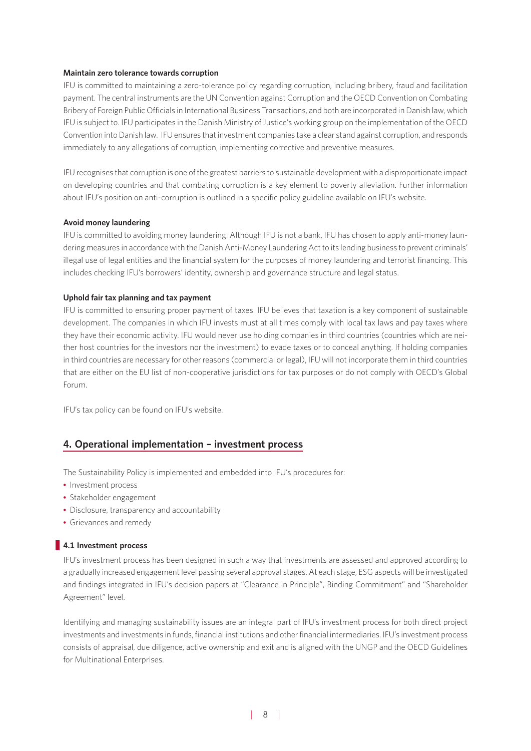**Maintain zero tolerance towards corruption**

IFU is committed to maintaining a zero-tolerance policy regarding corruption, including bribery, fraud and facilitation payment. The central instruments are the UN Convention against Corruption and the OECD Convention on Combating Bribery of Foreign Public Officials in International Business Transactions, and both are incorporated in Danish law, which IFU is subject to. IFU participates in the Danish Ministry of Justice's working group on the implementation of the OECD Convention into Danish law. IFU ensures that investment companies take a clear stand against corruption, and responds immediately to any allegations of corruption, implementing corrective and preventive measures.

IFU recognises that corruption is one of the greatest barriers to sustainable development with a disproportionate impact on developing countries and that combating corruption is a key element to poverty alleviation. Further information about IFU's position on anti-corruption is outlined in a specific policy guideline available on IFU's website.

**Avoid money laundering**

IFU is committed to avoiding money laundering. Although IFU is not a bank, IFU has chosen to apply anti-money laundering measures in accordance with the Danish Anti-Money Laundering Act to its lending business to prevent criminals' illegal use of legal entities and the financial system for the purposes of money laundering and terrorist financing. This includes checking IFU's borrowers' identity, ownership and governance structure and legal status.

**Uphold fair tax planning and tax payment**

IFU is committed to ensuring proper payment of taxes. IFU believes that taxation is a key component of sustainable development. The companies in which IFU invests must at all times comply with local tax laws and pay taxes where they have their economic activity. IFU would never use holding companies in third countries (countries which are neither host countries for the investors nor the investment) to evade taxes or to conceal anything. If holding companies in third countries are necessary for other reasons (commercial or legal), IFU will not incorporate them in third countries that are either on the EU list of non-cooperative jurisdictions for tax purposes or do not comply with OECD's Global Forum.

IFU's tax policy can be found on IFU's website.

## 4. Operational implementation – investment process

The Sustainability Policy is implemented and embedded into IFU's procedures for:

- Investment process
- Stakeholder engagement
- Disclosure, transparency and accountability
- Grievances and remedy

### 4.1 Investment process

IFU's investment process has been designed in such a way that investments are assessed and approved according to a gradually increased engagement level passing several approval stages. At each stage, ESG aspects will be investigated and findings integrated in IFU's decision papers at "Clearance in Principle", Binding Commitment" and "Shareholder Agreement" level.

Identifying and managing sustainability issues are an integral part of IFU's investment process for both direct project investments and investments in funds, financial institutions and other financial intermediaries. IFU's investment process consists of appraisal, due diligence, active ownership and exit and is aligned with the UNGP and the OECD Guidelines for Multinational Enterprises.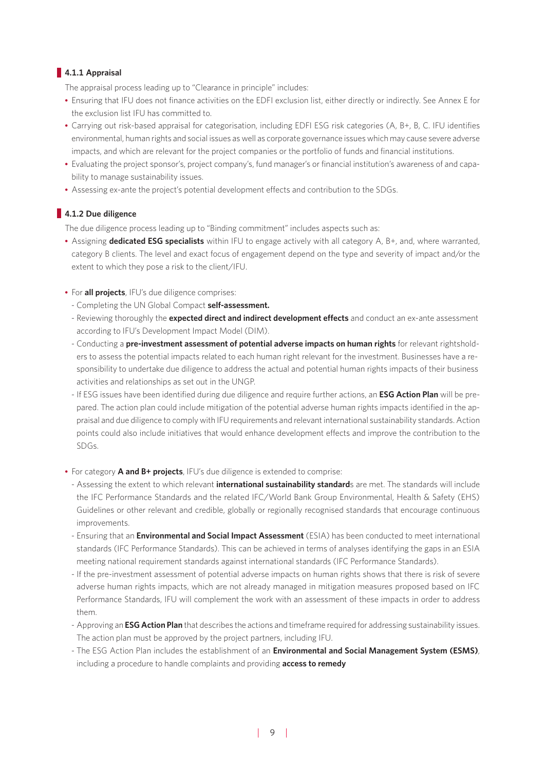### 4.1.1 Appraisal

The appraisal process leading up to "Clearance in principle" includes:

- Ensuring that IFU does not finance activities on the EDFI exclusion list, either directly or indirectly. See Annex E for the exclusion list IFU has committed to.
- Carrying out risk-based appraisal for categorisation, including EDFI ESG risk categories (A, B+, B, C. IFU identifies environmental, human rights and social issues as well as corporate governance issues which may cause severe adverse impacts, and which are relevant for the project companies or the portfolio of funds and financial institutions.
- Evaluating the project sponsor's, project company's, fund manager's or financial institution's awareness of and capability to manage sustainability issues.
- Assessing ex-ante the project's potential development effects and contribution to the SDGs.

### 4.1.2 Due diligence

The due diligence process leading up to "Binding commitment" includes aspects such as:

- Assigning **dedicated ESG specialists** within IFU to engage actively with all category A, B+, and, where warranted, category B clients. The level and exact focus of engagement depend on the type and severity of impact and/or the extent to which they pose a risk to the client/IFU.

- For **all projects**, IFU's due diligence comprises:
  - Completing the UN Global Compact **self-assessment.**
  - Reviewing thoroughly the **expected direct and indirect development effects** and conduct an ex-ante assessment according to IFU's Development Impact Model (DIM).
  - Conducting a **pre-investment assessment of potential adverse impacts on human rights** for relevant rightsholders to assess the potential impacts related to each human right relevant for the investment. Businesses have a responsibility to undertake due diligence to address the actual and potential human rights impacts of their business activities and relationships as set out in the UNGP.
  - If ESG issues have been identified during due diligence and require further actions, an **ESG Action Plan** will be prepared. The action plan could include mitigation of the potential adverse human rights impacts identified in the appraisal and due diligence to comply with IFU requirements and relevant international sustainability standards. Action points could also include initiatives that would enhance development effects and improve the contribution to the SDGs.

- For category **A and B+ projects**, IFU's due diligence is extended to comprise:
  - Assessing the extent to which relevant **international sustainability standard**s are met. The standards will include the IFC Performance Standards and the related IFC/World Bank Group Environmental, Health & Safety (EHS) Guidelines or other relevant and credible, globally or regionally recognised standards that encourage continuous improvements.
  - Ensuring that an **Environmental and Social Impact Assessment** (ESIA) has been conducted to meet international standards (IFC Performance Standards). This can be achieved in terms of analyses identifying the gaps in an ESIA meeting national requirement standards against international standards (IFC Performance Standards).
  - If the pre-investment assessment of potential adverse impacts on human rights shows that there is risk of severe adverse human rights impacts, which are not already managed in mitigation measures proposed based on IFC Performance Standards, IFU will complement the work with an assessment of these impacts in order to address them.
  - Approving an **ESG Action Plan** that describes the actions and timeframe required for addressing sustainability issues. The action plan must be approved by the project partners, including IFU.
  - The ESG Action Plan includes the establishment of an **Environmental and Social Management System (ESMS)**, including a procedure to handle complaints and providing **access to remedy**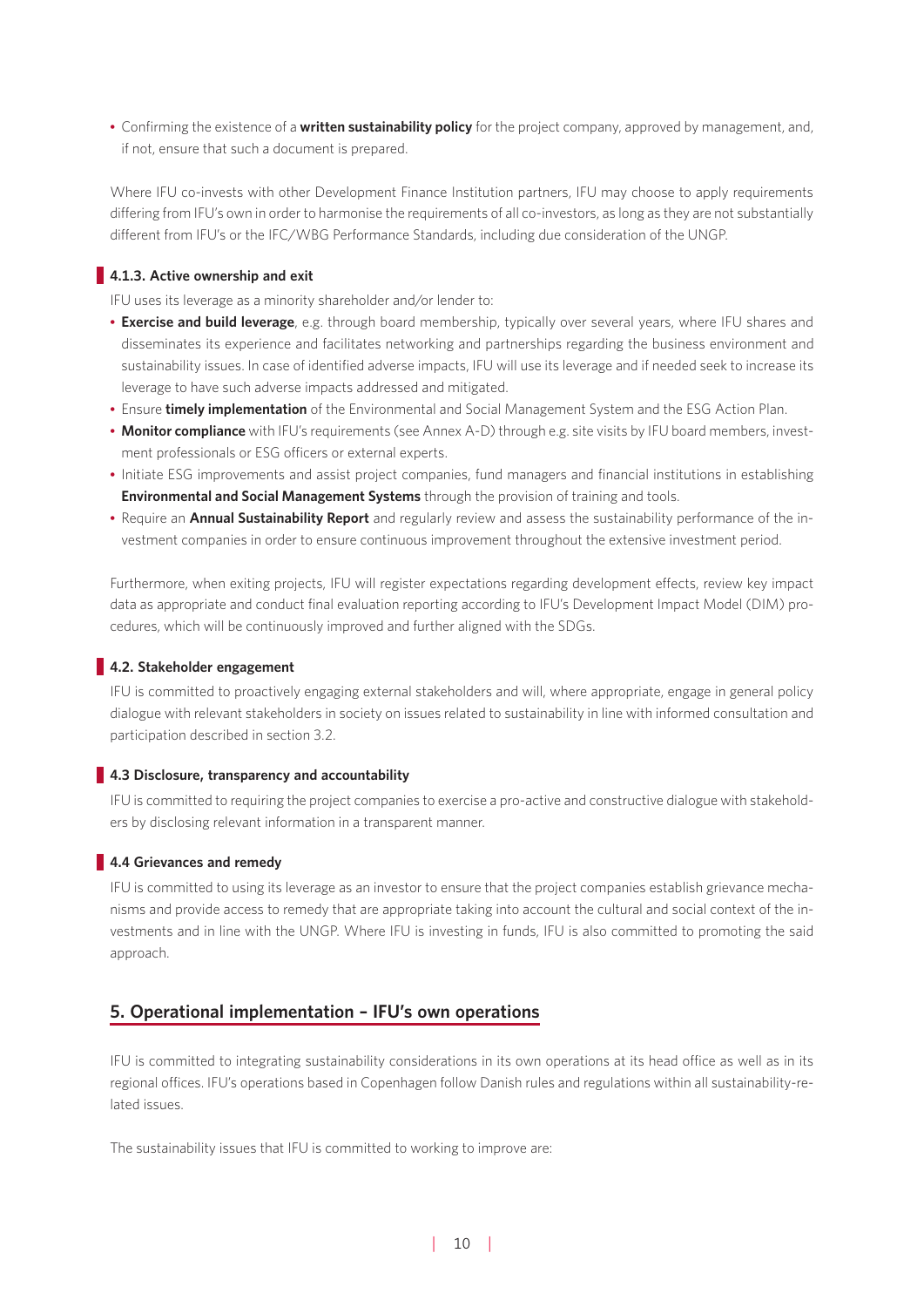- Confirming the existence of a **written sustainability policy** for the project company, approved by management, and, if not, ensure that such a document is prepared.

Where IFU co-invests with other Development Finance Institution partners, IFU may choose to apply requirements differing from IFU's own in order to harmonise the requirements of all co-investors, as long as they are not substantially different from IFU's or the IFC/WBG Performance Standards, including due consideration of the UNGP.

#### 4.1.3. Active ownership and exit

IFU uses its leverage as a minority shareholder and/or lender to:

- **Exercise and build leverage**, e.g. through board membership, typically over several years, where IFU shares and disseminates its experience and facilitates networking and partnerships regarding the business environment and sustainability issues. In case of identified adverse impacts, IFU will use its leverage and if needed seek to increase its leverage to have such adverse impacts addressed and mitigated.
- Ensure **timely implementation** of the Environmental and Social Management System and the ESG Action Plan.
- **Monitor compliance** with IFU's requirements (see Annex A-D) through e.g. site visits by IFU board members, investment professionals or ESG officers or external experts.
- Initiate ESG improvements and assist project companies, fund managers and financial institutions in establishing **Environmental and Social Management Systems** through the provision of training and tools.
- Require an **Annual Sustainability Report** and regularly review and assess the sustainability performance of the investment companies in order to ensure continuous improvement throughout the extensive investment period.

Furthermore, when exiting projects, IFU will register expectations regarding development effects, review key impact data as appropriate and conduct final evaluation reporting according to IFU's Development Impact Model (DIM) procedures, which will be continuously improved and further aligned with the SDGs.

### 4.2. Stakeholder engagement

IFU is committed to proactively engaging external stakeholders and will, where appropriate, engage in general policy dialogue with relevant stakeholders in society on issues related to sustainability in line with informed consultation and participation described in section 3.2.

### 4.3 Disclosure, transparency and accountability

IFU is committed to requiring the project companies to exercise a pro-active and constructive dialogue with stakeholders by disclosing relevant information in a transparent manner.

### 4.4 Grievances and remedy

IFU is committed to using its leverage as an investor to ensure that the project companies establish grievance mechanisms and provide access to remedy that are appropriate taking into account the cultural and social context of the investments and in line with the UNGP. Where IFU is investing in funds, IFU is also committed to promoting the said approach.

## 5. Operational implementation – IFU's own operations

IFU is committed to integrating sustainability considerations in its own operations at its head office as well as in its regional offices. IFU's operations based in Copenhagen follow Danish rules and regulations within all sustainability-related issues.

The sustainability issues that IFU is committed to working to improve are: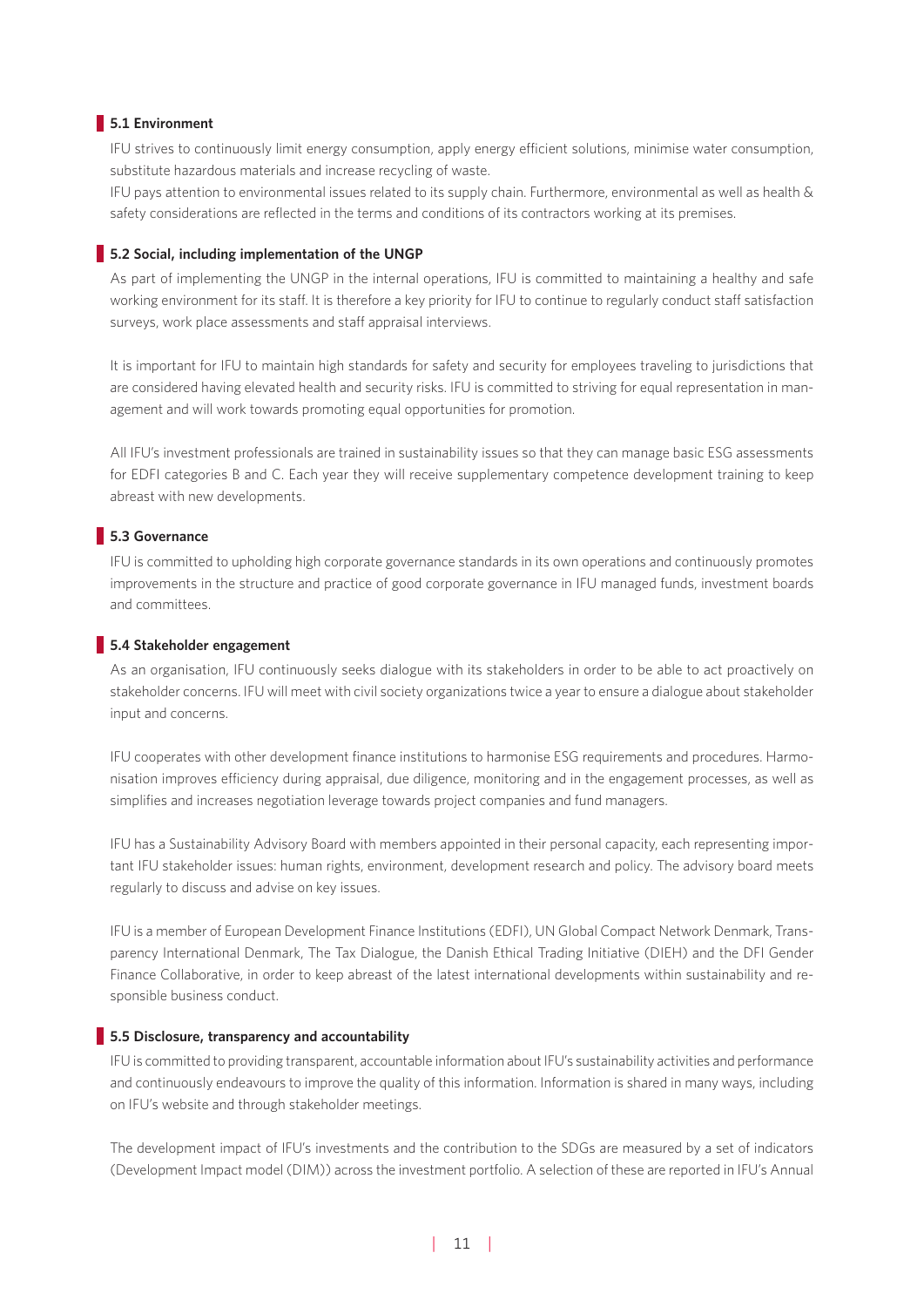### 5.1 Environment

IFU strives to continuously limit energy consumption, apply energy efficient solutions, minimise water consumption, substitute hazardous materials and increase recycling of waste.

IFU pays attention to environmental issues related to its supply chain. Furthermore, environmental as well as health & safety considerations are reflected in the terms and conditions of its contractors working at its premises.

### 5.2 Social, including implementation of the UNGP

As part of implementing the UNGP in the internal operations, IFU is committed to maintaining a healthy and safe working environment for its staff. It is therefore a key priority for IFU to continue to regularly conduct staff satisfaction surveys, work place assessments and staff appraisal interviews.

It is important for IFU to maintain high standards for safety and security for employees traveling to jurisdictions that are considered having elevated health and security risks. IFU is committed to striving for equal representation in management and will work towards promoting equal opportunities for promotion.

All IFU's investment professionals are trained in sustainability issues so that they can manage basic ESG assessments for EDFI categories B and C. Each year they will receive supplementary competence development training to keep abreast with new developments.

### 5.3 Governance

IFU is committed to upholding high corporate governance standards in its own operations and continuously promotes improvements in the structure and practice of good corporate governance in IFU managed funds, investment boards and committees.

### 5.4 Stakeholder engagement

As an organisation, IFU continuously seeks dialogue with its stakeholders in order to be able to act proactively on stakeholder concerns. IFU will meet with civil society organizations twice a year to ensure a dialogue about stakeholder input and concerns.

IFU cooperates with other development finance institutions to harmonise ESG requirements and procedures. Harmonisation improves efficiency during appraisal, due diligence, monitoring and in the engagement processes, as well as simplifies and increases negotiation leverage towards project companies and fund managers.

IFU has a Sustainability Advisory Board with members appointed in their personal capacity, each representing important IFU stakeholder issues: human rights, environment, development research and policy. The advisory board meets regularly to discuss and advise on key issues.

IFU is a member of European Development Finance Institutions (EDFI), UN Global Compact Network Denmark, Transparency International Denmark, The Tax Dialogue, the Danish Ethical Trading Initiative (DIEH) and the DFI Gender Finance Collaborative, in order to keep abreast of the latest international developments within sustainability and responsible business conduct.

### 5.5 Disclosure, transparency and accountability

IFU is committed to providing transparent, accountable information about IFU's sustainability activities and performance and continuously endeavours to improve the quality of this information. Information is shared in many ways, including on IFU's website and through stakeholder meetings.

The development impact of IFU's investments and the contribution to the SDGs are measured by a set of indicators (Development Impact model (DIM)) across the investment portfolio. A selection of these are reported in IFU's Annual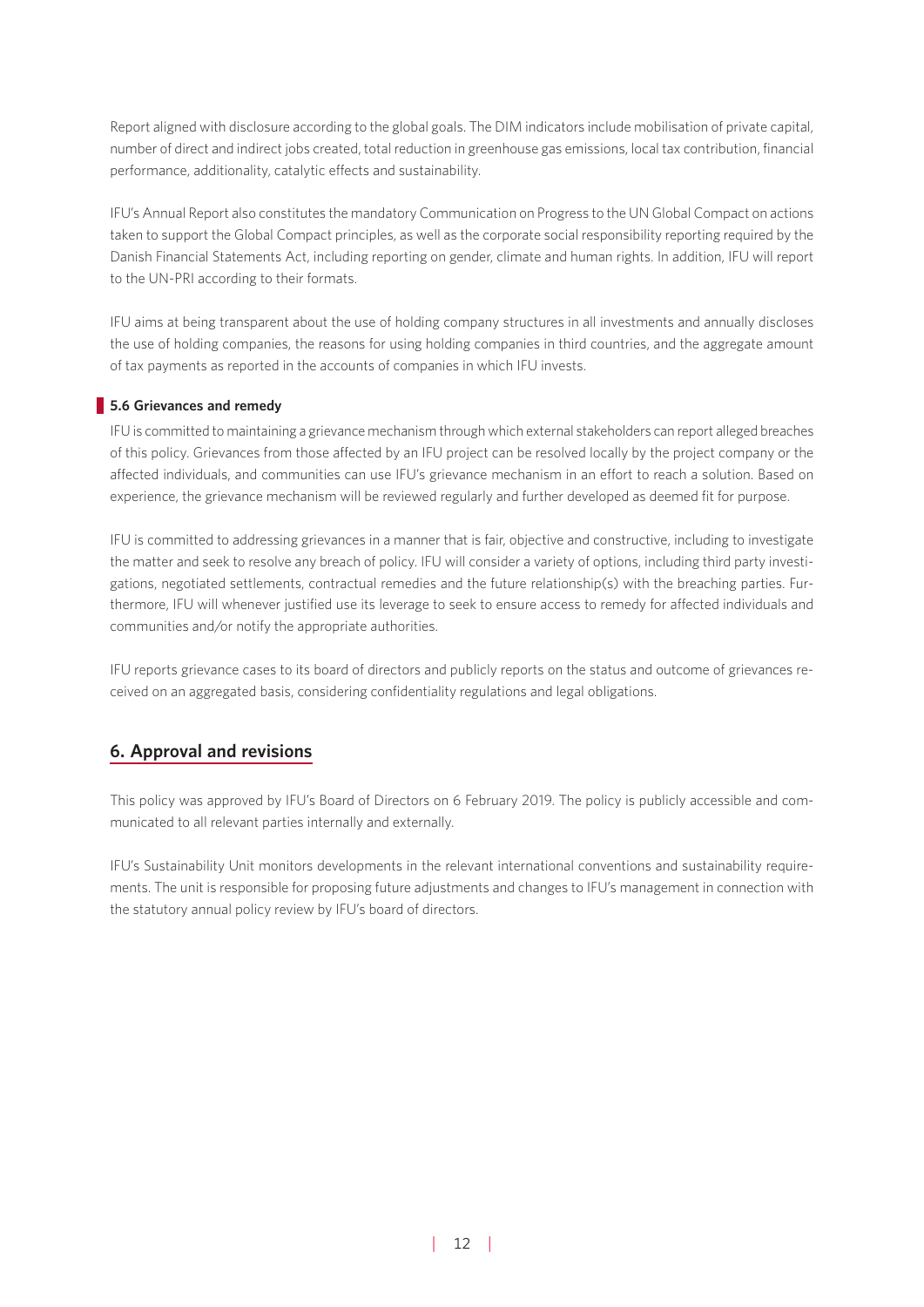Report aligned with disclosure according to the global goals. The DIM indicators include mobilisation of private capital, number of direct and indirect jobs created, total reduction in greenhouse gas emissions, local tax contribution, financial performance, additionality, catalytic effects and sustainability.

IFU's Annual Report also constitutes the mandatory Communication on Progress to the UN Global Compact on actions taken to support the Global Compact principles, as well as the corporate social responsibility reporting required by the Danish Financial Statements Act, including reporting on gender, climate and human rights. In addition, IFU will report to the UN-PRI according to their formats.

IFU aims at being transparent about the use of holding company structures in all investments and annually discloses the use of holding companies, the reasons for using holding companies in third countries, and the aggregate amount of tax payments as reported in the accounts of companies in which IFU invests.

### 5.6 Grievances and remedy

IFU is committed to maintaining a grievance mechanism through which external stakeholders can report alleged breaches of this policy. Grievances from those affected by an IFU project can be resolved locally by the project company or the affected individuals, and communities can use IFU's grievance mechanism in an effort to reach a solution. Based on experience, the grievance mechanism will be reviewed regularly and further developed as deemed fit for purpose.

IFU is committed to addressing grievances in a manner that is fair, objective and constructive, including to investigate the matter and seek to resolve any breach of policy. IFU will consider a variety of options, including third party investigations, negotiated settlements, contractual remedies and the future relationship(s) with the breaching parties. Furthermore, IFU will whenever justified use its leverage to seek to ensure access to remedy for affected individuals and communities and/or notify the appropriate authorities.

IFU reports grievance cases to its board of directors and publicly reports on the status and outcome of grievances received on an aggregated basis, considering confidentiality regulations and legal obligations.

## 6. Approval and revisions

This policy was approved by IFU's Board of Directors on 6 February 2019. The policy is publicly accessible and communicated to all relevant parties internally and externally.

IFU's Sustainability Unit monitors developments in the relevant international conventions and sustainability requirements. The unit is responsible for proposing future adjustments and changes to IFU's management in connection with the statutory annual policy review by IFU's board of directors.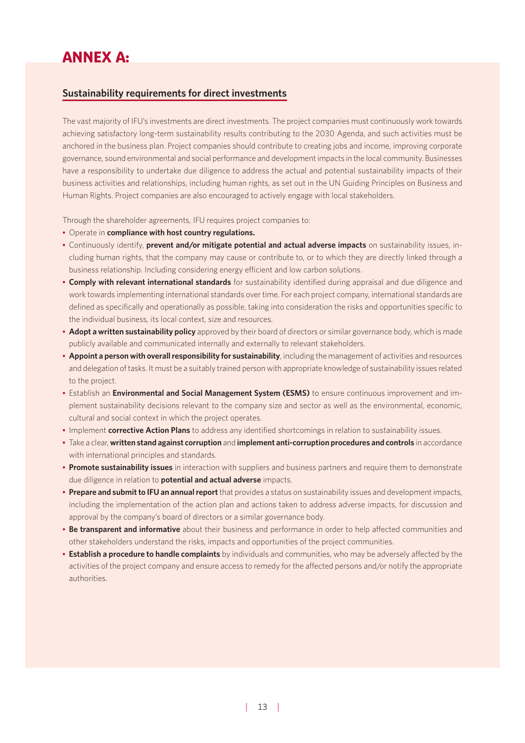# ANNEX A:

## Sustainability requirements for direct investments

The vast majority of IFU's investments are direct investments. The project companies must continuously work towards achieving satisfactory long-term sustainability results contributing to the 2030 Agenda, and such activities must be anchored in the business plan. Project companies should contribute to creating jobs and income, improving corporate governance, sound environmental and social performance and development impacts in the local community. Businesses have a responsibility to undertake due diligence to address the actual and potential sustainability impacts of their business activities and relationships, including human rights, as set out in the UN Guiding Principles on Business and Human Rights. Project companies are also encouraged to actively engage with local stakeholders.

Through the shareholder agreements, IFU requires project companies to:

- Operate in **compliance with host country regulations.**
- Continuously identify, **prevent and/or mitigate potential and actual adverse impacts** on sustainability issues, including human rights, that the company may cause or contribute to, or to which they are directly linked through a business relationship. Including considering energy efficient and low carbon solutions.
- **Comply with relevant international standards** for sustainability identified during appraisal and due diligence and work towards implementing international standards over time. For each project company, international standards are defined as specifically and operationally as possible, taking into consideration the risks and opportunities specific to the individual business, its local context, size and resources.
- **Adopt a written sustainability policy** approved by their board of directors or similar governance body, which is made publicly available and communicated internally and externally to relevant stakeholders.
- **Appoint a person with overall responsibility for sustainability**, including the management of activities and resources and delegation of tasks. It must be a suitably trained person with appropriate knowledge of sustainability issues related to the project.
- Establish an **Environmental and Social Management System (ESMS)** to ensure continuous improvement and implement sustainability decisions relevant to the company size and sector as well as the environmental, economic, cultural and social context in which the project operates.
- Implement **corrective Action Plans** to address any identified shortcomings in relation to sustainability issues.
- Take a clear, **written stand against corruption** and **implement anti-corruption procedures and controls** in accordance with international principles and standards.
- **Promote sustainability issues** in interaction with suppliers and business partners and require them to demonstrate due diligence in relation to **potential and actual adverse** impacts.
- **Prepare and submit to IFU an annual report** that provides a status on sustainability issues and development impacts, including the implementation of the action plan and actions taken to address adverse impacts, for discussion and approval by the company's board of directors or a similar governance body.
- **Be transparent and informative** about their business and performance in order to help affected communities and other stakeholders understand the risks, impacts and opportunities of the project communities.
- **Establish a procedure to handle complaints** by individuals and communities, who may be adversely affected by the activities of the project company and ensure access to remedy for the affected persons and/or notify the appropriate authorities.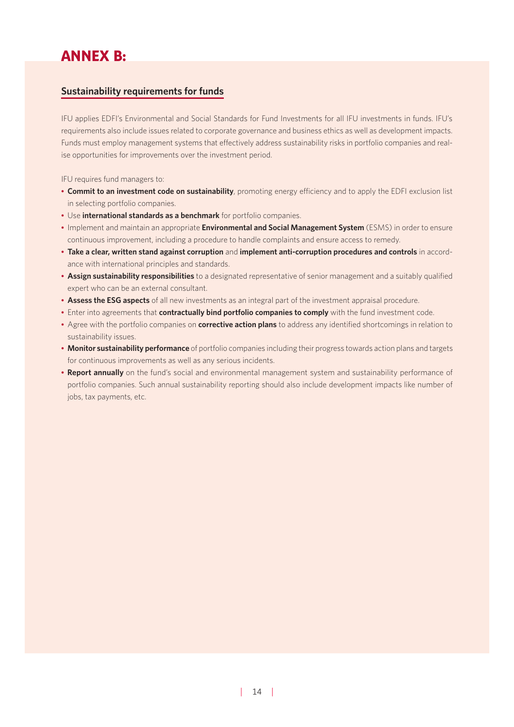# ANNEX B:

## Sustainability requirements for funds

IFU applies EDFI's Environmental and Social Standards for Fund Investments for all IFU investments in funds. IFU's requirements also include issues related to corporate governance and business ethics as well as development impacts. Funds must employ management systems that effectively address sustainability risks in portfolio companies and realise opportunities for improvements over the investment period.

IFU requires fund managers to:

- **Commit to an investment code on sustainability**, promoting energy efficiency and to apply the EDFI exclusion list in selecting portfolio companies.
- Use **international standards as a benchmark** for portfolio companies.
- Implement and maintain an appropriate **Environmental and Social Management System** (ESMS) in order to ensure continuous improvement, including a procedure to handle complaints and ensure access to remedy.
- **Take a clear, written stand against corruption** and **implement anti-corruption procedures and controls** in accordance with international principles and standards.
- **Assign sustainability responsibilities** to a designated representative of senior management and a suitably qualified expert who can be an external consultant.
- **Assess the ESG aspects** of all new investments as an integral part of the investment appraisal procedure.
- Enter into agreements that **contractually bind portfolio companies to comply** with the fund investment code.
- Agree with the portfolio companies on **corrective action plans** to address any identified shortcomings in relation to sustainability issues.
- **Monitor sustainability performance** of portfolio companies including their progress towards action plans and targets for continuous improvements as well as any serious incidents.
- **Report annually** on the fund's social and environmental management system and sustainability performance of portfolio companies. Such annual sustainability reporting should also include development impacts like number of jobs, tax payments, etc.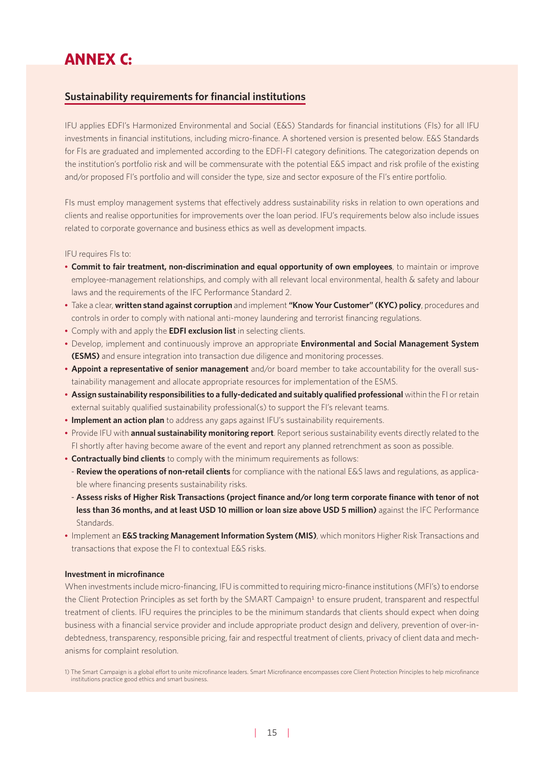# ANNEX C:

## Sustainability requirements for financial institutions

IFU applies EDFI's Harmonized Environmental and Social (E&S) Standards for financial institutions (FIs) for all IFU investments in financial institutions, including micro-finance. A shortened version is presented below. E&S Standards for FIs are graduated and implemented according to the EDFI-FI category definitions. The categorization depends on the institution's portfolio risk and will be commensurate with the potential E&S impact and risk profile of the existing and/or proposed FI's portfolio and will consider the type, size and sector exposure of the FI's entire portfolio.

FIs must employ management systems that effectively address sustainability risks in relation to own operations and clients and realise opportunities for improvements over the loan period. IFU's requirements below also include issues related to corporate governance and business ethics as well as development impacts.

IFU requires FIs to:

- **Commit to fair treatment, non-discrimination and equal opportunity of own employees**, to maintain or improve employee-management relationships, and comply with all relevant local environmental, health & safety and labour laws and the requirements of the IFC Performance Standard 2.
- Take a clear, **written stand against corruption** and implement **"Know Your Customer" (KYC) policy**, procedures and controls in order to comply with national anti-money laundering and terrorist financing regulations.
- Comply with and apply the **EDFI exclusion list** in selecting clients.
- Develop, implement and continuously improve an appropriate **Environmental and Social Management System (ESMS)** and ensure integration into transaction due diligence and monitoring processes.
- **Appoint a representative of senior management** and/or board member to take accountability for the overall sustainability management and allocate appropriate resources for implementation of the ESMS.
- **Assign sustainability responsibilities to a fully-dedicated and suitably qualified professional** within the FI or retain external suitably qualified sustainability professional(s) to support the FI's relevant teams.
- **Implement an action plan** to address any gaps against IFU's sustainability requirements.
- Provide IFU with **annual sustainability monitoring report**. Report serious sustainability events directly related to the FI shortly after having become aware of the event and report any planned retrenchment as soon as possible.
- **Contractually bind clients** to comply with the minimum requirements as follows:
  - **Review the operations of non-retail clients** for compliance with the national E&S laws and regulations, as applicable where financing presents sustainability risks.
  - **Assess risks of Higher Risk Transactions (project finance and/or long term corporate finance with tenor of not less than 36 months, and at least USD 10 million or loan size above USD 5 million)** against the IFC Performance Standards.
- Implement an **E&S tracking Management Information System (MIS)**, which monitors Higher Risk Transactions and transactions that expose the FI to contextual E&S risks.

**Investment in microfinance**

When investments include micro-financing, IFU is committed to requiring micro-finance institutions (MFI's) to endorse the Client Protection Principles as set forth by the SMART Campaign[1] to ensure prudent, transparent and respectful treatment of clients. IFU requires the principles to be the minimum standards that clients should expect when doing business with a financial service provider and include appropriate product design and delivery, prevention of over-indebtedness, transparency, responsible pricing, fair and respectful treatment of clients, privacy of client data and mechanisms for complaint resolution.

1) The Smart Campaign is a global effort to unite microfinance leaders. Smart Microfinance encompasses core Client Protection Principles to help microfinance institutions practice good ethics and smart business.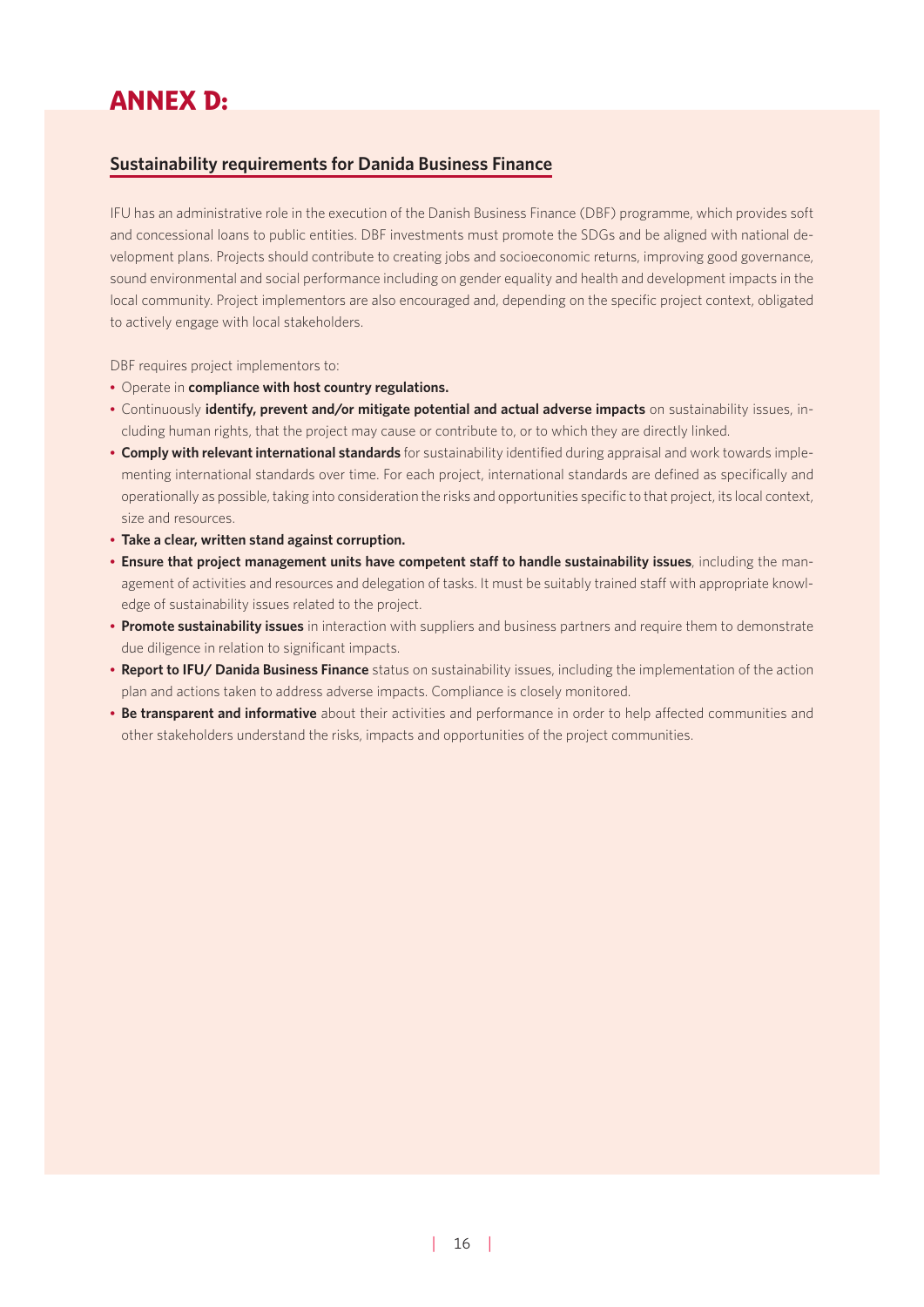# ANNEX D:

## Sustainability requirements for Danida Business Finance

IFU has an administrative role in the execution of the Danish Business Finance (DBF) programme, which provides soft and concessional loans to public entities. DBF investments must promote the SDGs and be aligned with national development plans. Projects should contribute to creating jobs and socioeconomic returns, improving good governance, sound environmental and social performance including on gender equality and health and development impacts in the local community. Project implementors are also encouraged and, depending on the specific project context, obligated to actively engage with local stakeholders.

DBF requires project implementors to:

- Operate in **compliance with host country regulations.**
- Continuously **identify, prevent and/or mitigate potential and actual adverse impacts** on sustainability issues, including human rights, that the project may cause or contribute to, or to which they are directly linked.
- **Comply with relevant international standards** for sustainability identified during appraisal and work towards implementing international standards over time. For each project, international standards are defined as specifically and operationally as possible, taking into consideration the risks and opportunities specific to that project, its local context, size and resources.
- **Take a clear, written stand against corruption.**
- **Ensure that project management units have competent staff to handle sustainability issues**, including the management of activities and resources and delegation of tasks. It must be suitably trained staff with appropriate knowledge of sustainability issues related to the project.
- **Promote sustainability issues** in interaction with suppliers and business partners and require them to demonstrate due diligence in relation to significant impacts.
- **Report to IFU/ Danida Business Finance** status on sustainability issues, including the implementation of the action plan and actions taken to address adverse impacts. Compliance is closely monitored.
- **Be transparent and informative** about their activities and performance in order to help affected communities and other stakeholders understand the risks, impacts and opportunities of the project communities.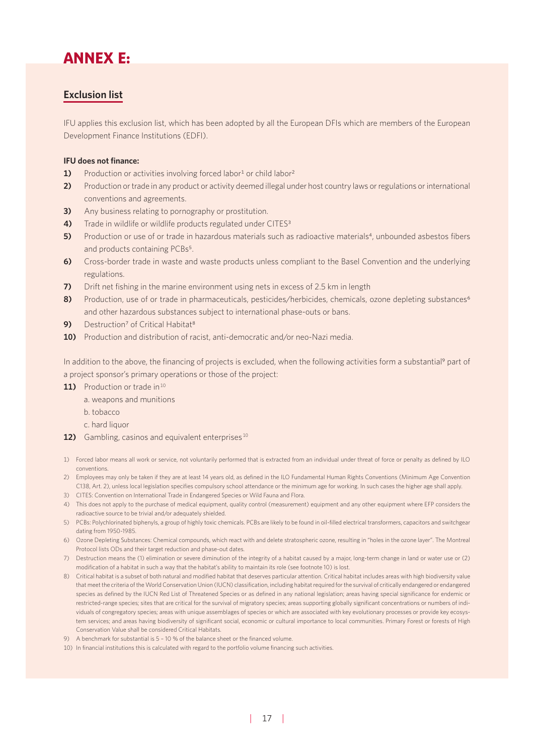# ANNEX E:

## Exclusion list

IFU applies this exclusion list, which has been adopted by all the European DFIs which are members of the European Development Finance Institutions (EDFI).

**IFU does not finance:**

**1)** Production or activities involving forced labor[1] or child labor[2]

**2)** Production or trade in any product or activity deemed illegal under host country laws or regulations or international conventions and agreements.

**3)** Any business relating to pornography or prostitution.

**4)** Trade in wildlife or wildlife products regulated under CITES[3]

**5)** Production or use of or trade in hazardous materials such as radioactive materials[4], unbounded asbestos fibers and products containing PCBs[5].

**6)** Cross-border trade in waste and waste products unless compliant to the Basel Convention and the underlying regulations.

**7)** Drift net fishing in the marine environment using nets in excess of 2.5 km in length

**8)** Production, use of or trade in pharmaceuticals, pesticides/herbicides, chemicals, ozone depleting substances[6] and other hazardous substances subject to international phase-outs or bans.

**9)** Destruction[7] of Critical Habitat[8]

**10)** Production and distribution of racist, anti-democratic and/or neo-Nazi media.

In addition to the above, the financing of projects is excluded, when the following activities form a substantial[9] part of a project sponsor's primary operations or those of the project:

**11)** Production or trade in[10]

a. weapons and munitions

b. tobacco

c. hard liquor

**12)** Gambling, casinos and equivalent enterprises[10]

1) Forced labor means all work or service, not voluntarily performed that is extracted from an individual under threat of force or penalty as defined by ILO conventions.

2) Employees may only be taken if they are at least 14 years old, as defined in the ILO Fundamental Human Rights Conventions (Minimum Age Convention C138, Art. 2), unless local legislation specifies compulsory school attendance or the minimum age for working. In such cases the higher age shall apply.

3) CITES: Convention on International Trade in Endangered Species or Wild Fauna and Flora.

4) This does not apply to the purchase of medical equipment, quality control (measurement) equipment and any other equipment where EFP considers the radioactive source to be trivial and/or adequately shielded.

5) PCBs: Polychlorinated biphenyls, a group of highly toxic chemicals. PCBs are likely to be found in oil-filled electrical transformers, capacitors and switchgear dating from 1950-1985.

6) Ozone Depleting Substances: Chemical compounds, which react with and delete stratospheric ozone, resulting in "holes in the ozone layer". The Montreal Protocol lists ODs and their target reduction and phase-out dates.

7) Destruction means the (1) elimination or severe diminution of the integrity of a habitat caused by a major, long-term change in land or water use or (2) modification of a habitat in such a way that the habitat's ability to maintain its role (see footnote 10) is lost.

8) Critical habitat is a subset of both natural and modified habitat that deserves particular attention. Critical habitat includes areas with high biodiversity value that meet the criteria of the World Conservation Union (IUCN) classification, including habitat required for the survival of critically endangered or endangered species as defined by the IUCN Red List of Threatened Species or as defined in any national legislation; areas having special significance for endemic or restricted-range species; sites that are critical for the survival of migratory species; areas supporting globally significant concentrations or numbers of individuals of congregatory species; areas with unique assemblages of species or which are associated with key evolutionary processes or provide key ecosystem services; and areas having biodiversity of significant social, economic or cultural importance to local communities. Primary Forest or forests of High Conservation Value shall be considered Critical Habitats.

9) A benchmark for substantial is 5 – 10 % of the balance sheet or the financed volume.

10) In financial institutions this is calculated with regard to the portfolio volume financing such activities.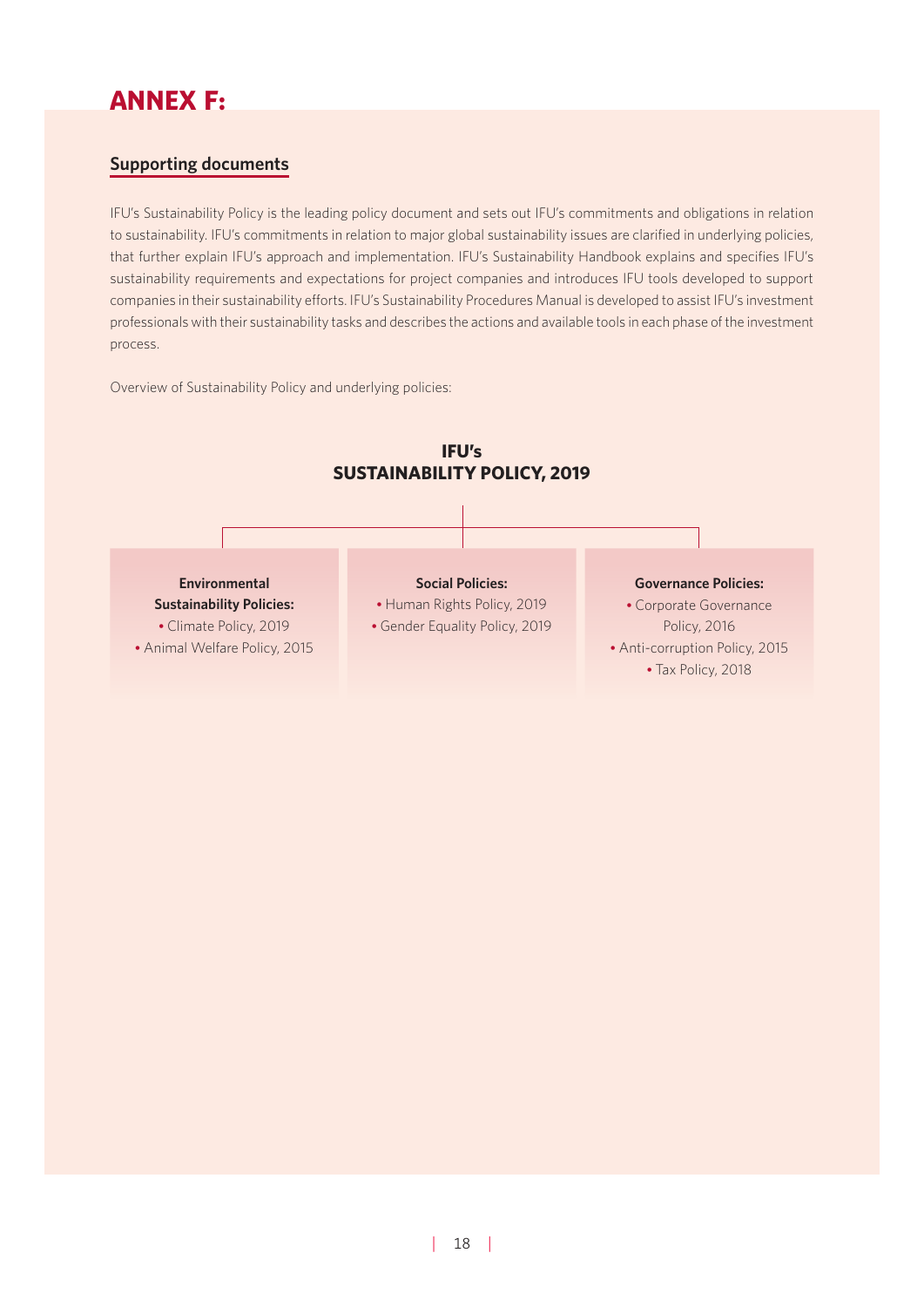# ANNEX F:

## Supporting documents

IFU's Sustainability Policy is the leading policy document and sets out IFU's commitments and obligations in relation to sustainability. IFU's commitments in relation to major global sustainability issues are clarified in underlying policies, that further explain IFU's approach and implementation. IFU's Sustainability Handbook explains and specifies IFU's sustainability requirements and expectations for project companies and introduces IFU tools developed to support companies in their sustainability efforts. IFU's Sustainability Procedures Manual is developed to assist IFU's investment professionals with their sustainability tasks and describes the actions and available tools in each phase of the investment process.

Overview of Sustainability Policy and underlying policies:

**IFU's SUSTAINABILITY POLICY, 2019**

**Environmental Sustainability Policies:**
- Climate Policy, 2019
- Animal Welfare Policy, 2015

**Social Policies:**
- Human Rights Policy, 2019
- Gender Equality Policy, 2019

**Governance Policies:**
- Corporate Governance Policy, 2016
- Anti-corruption Policy, 2015
- Tax Policy, 2018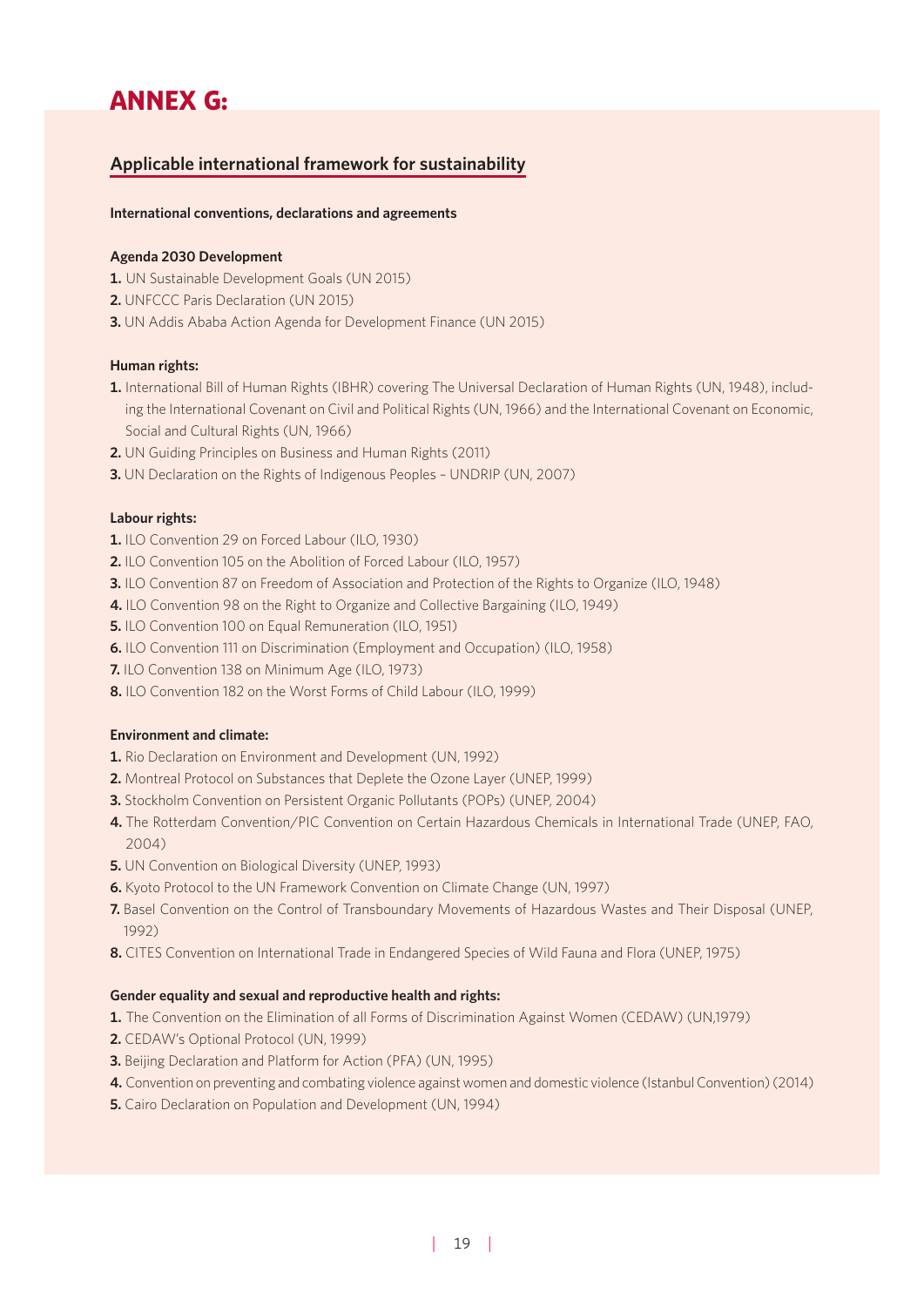# ANNEX G:

## Applicable international framework for sustainability

**International conventions, declarations and agreements**

**Agenda 2030 Development**

1. UN Sustainable Development Goals (UN 2015)
2. UNFCCC Paris Declaration (UN 2015)
3. UN Addis Ababa Action Agenda for Development Finance (UN 2015)

**Human rights:**

1. International Bill of Human Rights (IBHR) covering The Universal Declaration of Human Rights (UN, 1948), including the International Covenant on Civil and Political Rights (UN, 1966) and the International Covenant on Economic, Social and Cultural Rights (UN, 1966)
2. UN Guiding Principles on Business and Human Rights (2011)
3. UN Declaration on the Rights of Indigenous Peoples – UNDRIP (UN, 2007)

**Labour rights:**

1. ILO Convention 29 on Forced Labour (ILO, 1930)
2. ILO Convention 105 on the Abolition of Forced Labour (ILO, 1957)
3. ILO Convention 87 on Freedom of Association and Protection of the Rights to Organize (ILO, 1948)
4. ILO Convention 98 on the Right to Organize and Collective Bargaining (ILO, 1949)
5. ILO Convention 100 on Equal Remuneration (ILO, 1951)
6. ILO Convention 111 on Discrimination (Employment and Occupation) (ILO, 1958)
7. ILO Convention 138 on Minimum Age (ILO, 1973)
8. ILO Convention 182 on the Worst Forms of Child Labour (ILO, 1999)

**Environment and climate:**

1. Rio Declaration on Environment and Development (UN, 1992)
2. Montreal Protocol on Substances that Deplete the Ozone Layer (UNEP, 1999)
3. Stockholm Convention on Persistent Organic Pollutants (POPs) (UNEP, 2004)
4. The Rotterdam Convention/PIC Convention on Certain Hazardous Chemicals in International Trade (UNEP, FAO, 2004)
5. UN Convention on Biological Diversity (UNEP, 1993)
6. Kyoto Protocol to the UN Framework Convention on Climate Change (UN, 1997)
7. Basel Convention on the Control of Transboundary Movements of Hazardous Wastes and Their Disposal (UNEP, 1992)
8. CITES Convention on International Trade in Endangered Species of Wild Fauna and Flora (UNEP, 1975)

**Gender equality and sexual and reproductive health and rights:**

1. The Convention on the Elimination of all Forms of Discrimination Against Women (CEDAW) (UN,1979)
2. CEDAW's Optional Protocol (UN, 1999)
3. Beijing Declaration and Platform for Action (PFA) (UN, 1995)
4. Convention on preventing and combating violence against women and domestic violence (Istanbul Convention) (2014)
5. Cairo Declaration on Population and Development (UN, 1994)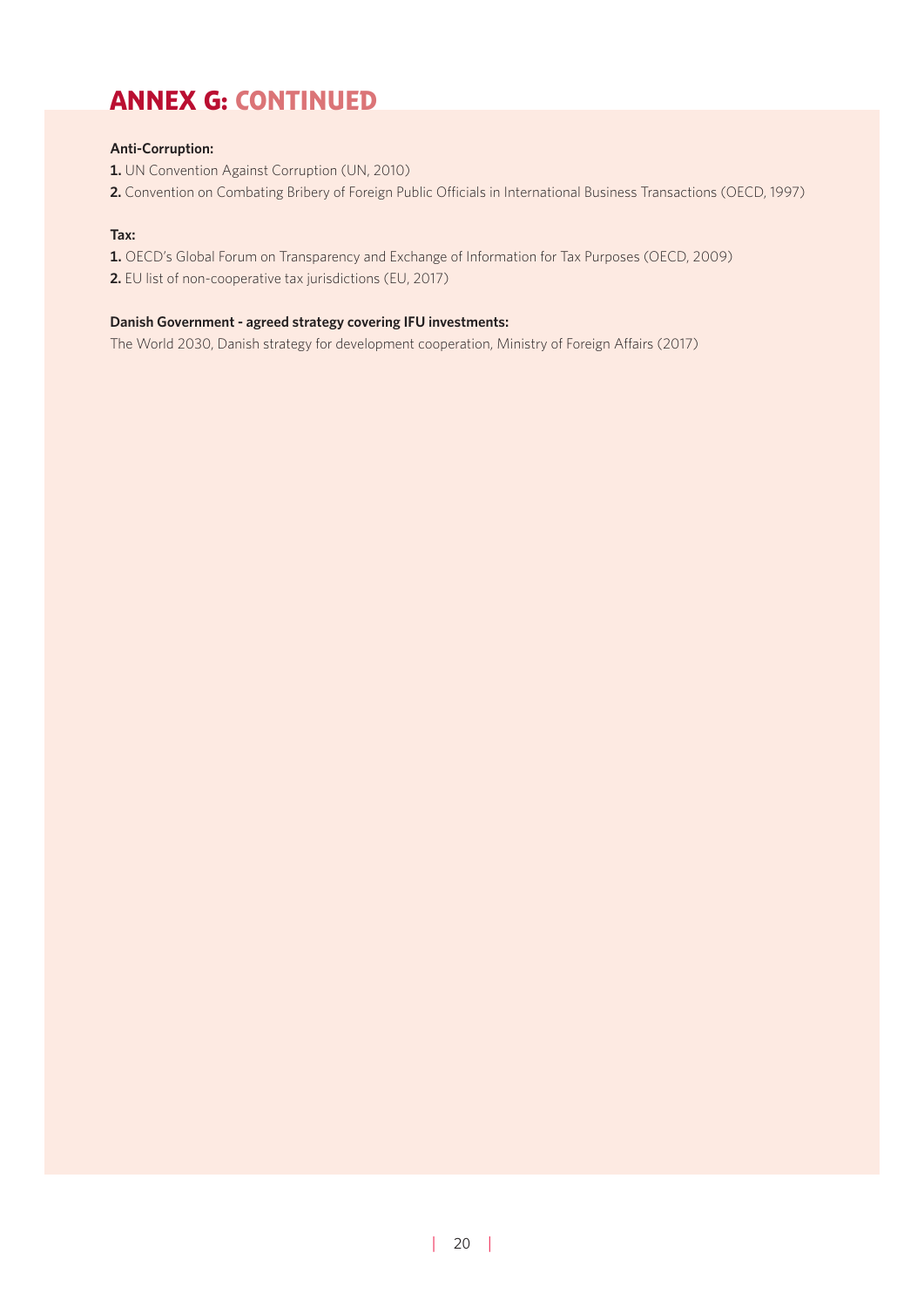# ANNEX G: CONTINUED

**Anti-Corruption:**

**1.** UN Convention Against Corruption (UN, 2010)

**2.** Convention on Combating Bribery of Foreign Public Officials in International Business Transactions (OECD, 1997)

**Tax:**

**1.** OECD's Global Forum on Transparency and Exchange of Information for Tax Purposes (OECD, 2009)

**2.** EU list of non-cooperative tax jurisdictions (EU, 2017)

**Danish Government - agreed strategy covering IFU investments:**

The World 2030, Danish strategy for development cooperation, Ministry of Foreign Affairs (2017)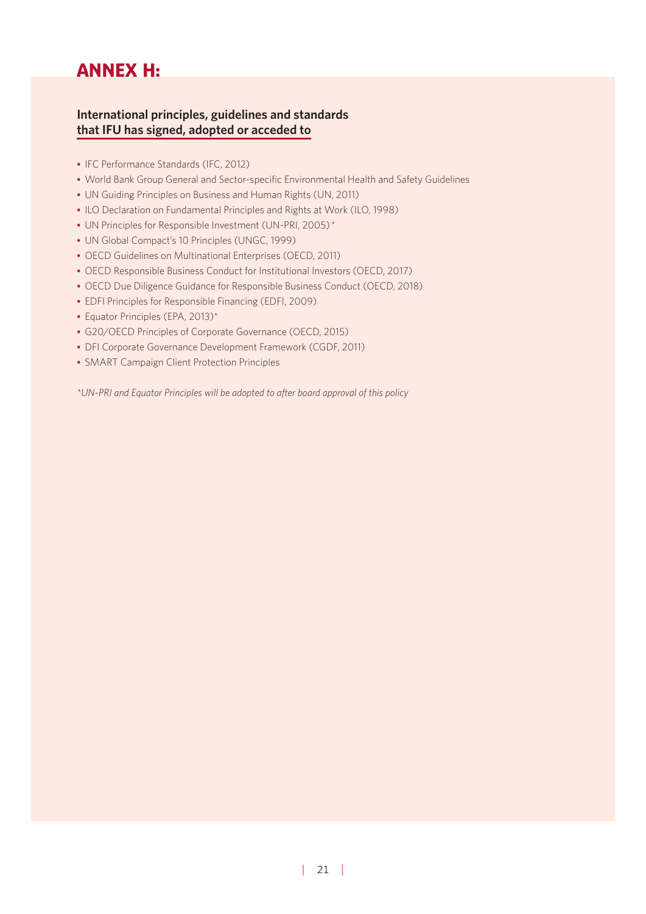# ANNEX H:

## International principles, guidelines and standards that IFU has signed, adopted or acceded to

- IFC Performance Standards (IFC, 2012)
- World Bank Group General and Sector-specific Environmental Health and Safety Guidelines
- UN Guiding Principles on Business and Human Rights (UN, 2011)
- ILO Declaration on Fundamental Principles and Rights at Work (ILO, 1998)
- UN Principles for Responsible Investment (UN-PRI, 2005) *
- UN Global Compact's 10 Principles (UNGC, 1999)
- OECD Guidelines on Multinational Enterprises (OECD, 2011)
- OECD Responsible Business Conduct for Institutional Investors (OECD, 2017)
- OECD Due Diligence Guidance for Responsible Business Conduct (OECD, 2018)
- EDFI Principles for Responsible Financing (EDFI, 2009)
- Equator Principles (EPA, 2013)*
- G20/OECD Principles of Corporate Governance (OECD, 2015)
- DFI Corporate Governance Development Framework (CGDF, 2011)
- SMART Campaign Client Protection Principles

*\*UN-PRI and Equator Principles will be adopted to after board approval of this policy*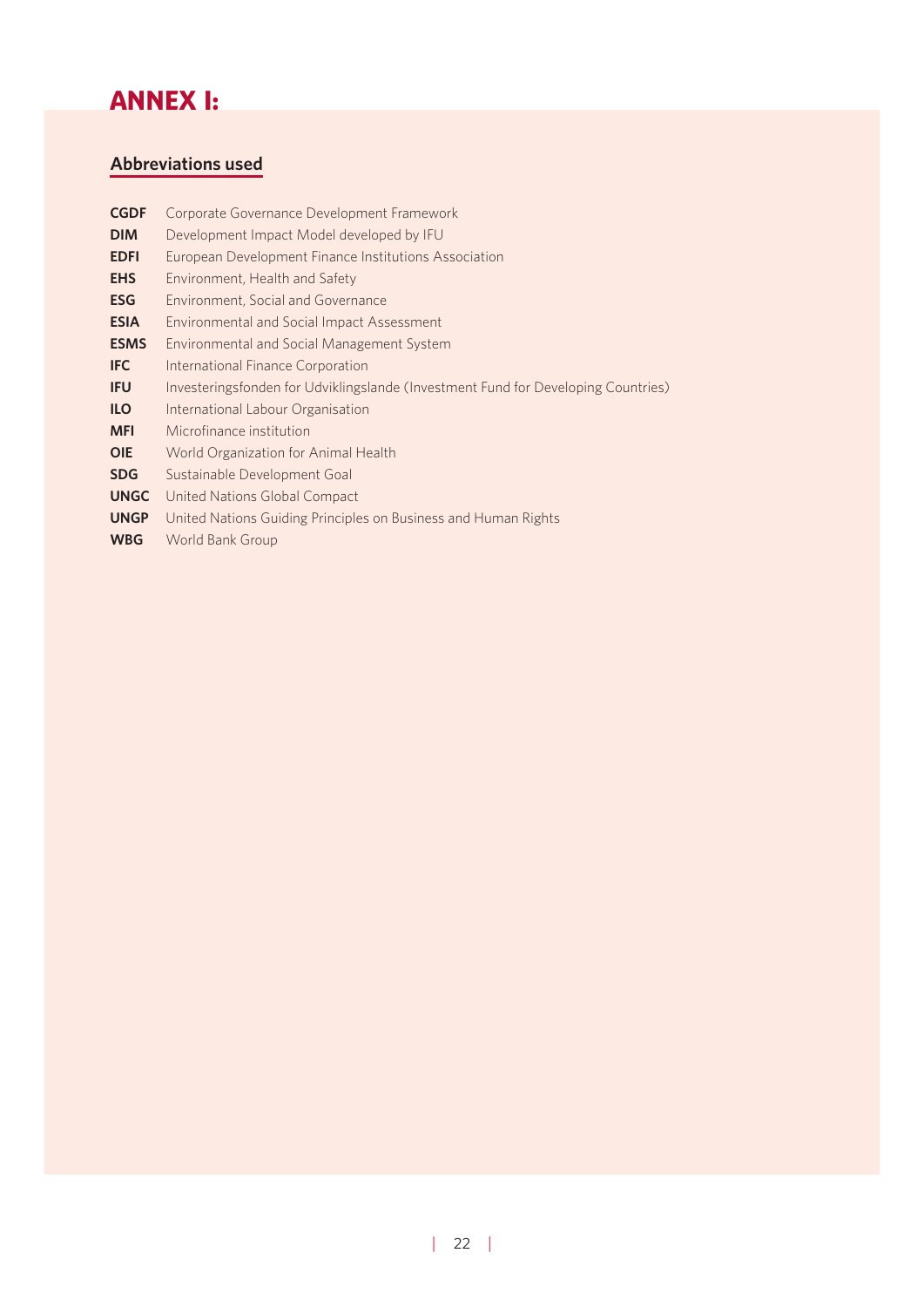# ANNEX I:

## Abbreviations used

| | |
|---|---|
| **CGDF** | Corporate Governance Development Framework |
| **DIM** | Development Impact Model developed by IFU |
| **EDFI** | European Development Finance Institutions Association |
| **EHS** | Environment, Health and Safety |
| **ESG** | Environment, Social and Governance |
| **ESIA** | Environmental and Social Impact Assessment |
| **ESMS** | Environmental and Social Management System |
| **IFC** | International Finance Corporation |
| **IFU** | Investeringsfonden for Udviklingslande (Investment Fund for Developing Countries) |
| **ILO** | International Labour Organisation |
| **MFI** | Microfinance institution |
| **OIE** | World Organization for Animal Health |
| **SDG** | Sustainable Development Goal |
| **UNGC** | United Nations Global Compact |
| **UNGP** | United Nations Guiding Principles on Business and Human Rights |
| **WBG** | World Bank Group |